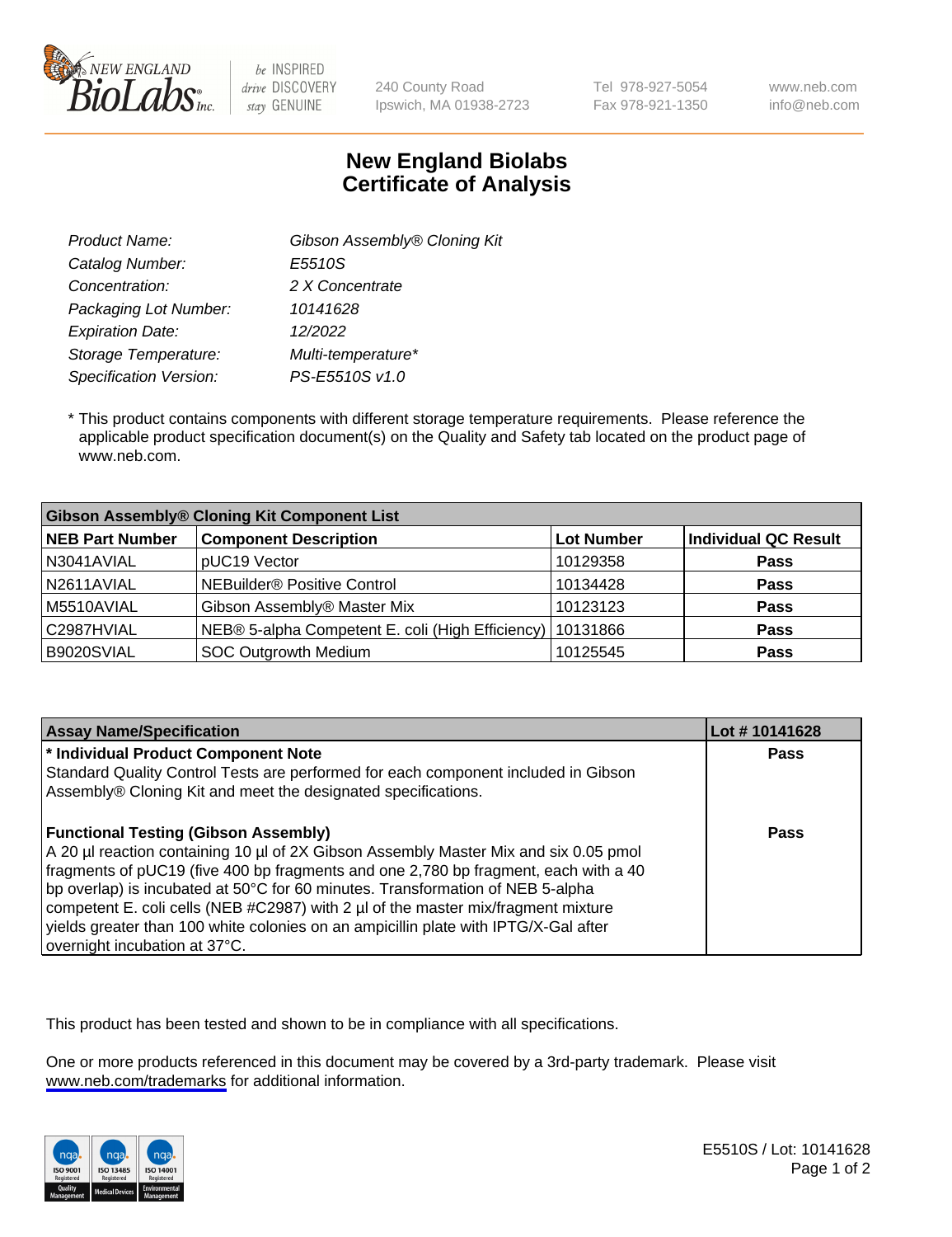# New England Biolabs
## Certificate of Analysis

| | |
|---|---|
| *Product Name:* | *Gibson Assembly® Cloning Kit* |
| *Catalog Number:* | *E5510S* |
| *Concentration:* | *2 X Concentrate* |
| *Packaging Lot Number:* | *10141628* |
| *Expiration Date:* | *12/2022* |
| *Storage Temperature:* | *Multi-temperature** |
| *Specification Version:* | *PS-E5510S v1.0* |

* This product contains components with different storage temperature requirements. Please reference the applicable product specification document(s) on the Quality and Safety tab located on the product page of www.neb.com.

| Gibson Assembly® Cloning Kit Component List | | | |
|---|---|---|---|
| **NEB Part Number** | **Component Description** | **Lot Number** | **Individual QC Result** |
| N3041AVIAL | pUC19 Vector | 10129358 | **Pass** |
| N2611AVIAL | NEBuilder® Positive Control | 10134428 | **Pass** |
| M5510AVIAL | Gibson Assembly® Master Mix | 10123123 | **Pass** |
| C2987HVIAL | NEB® 5-alpha Competent E. coli (High Efficiency) | 10131866 | **Pass** |
| B9020SVIAL | SOC Outgrowth Medium | 10125545 | **Pass** |

| Assay Name/Specification | Lot # 10141628 |
|---|---|
| **\* Individual Product Component Note**<br>Standard Quality Control Tests are performed for each component included in Gibson Assembly® Cloning Kit and meet the designated specifications. | **Pass** |
| **Functional Testing (Gibson Assembly)**<br>A 20 µl reaction containing 10 µl of 2X Gibson Assembly Master Mix and six 0.05 pmol fragments of pUC19 (five 400 bp fragments and one 2,780 bp fragment, each with a 40 bp overlap) is incubated at 50°C for 60 minutes. Transformation of NEB 5-alpha competent E. coli cells (NEB #C2987) with 2 µl of the master mix/fragment mixture yields greater than 100 white colonies on an ampicillin plate with IPTG/X-Gal after overnight incubation at 37°C. | **Pass** |

This product has been tested and shown to be in compliance with all specifications.

One or more products referenced in this document may be covered by a 3rd-party trademark. Please visit www.neb.com/trademarks for additional information.

E5510S / Lot: 10141628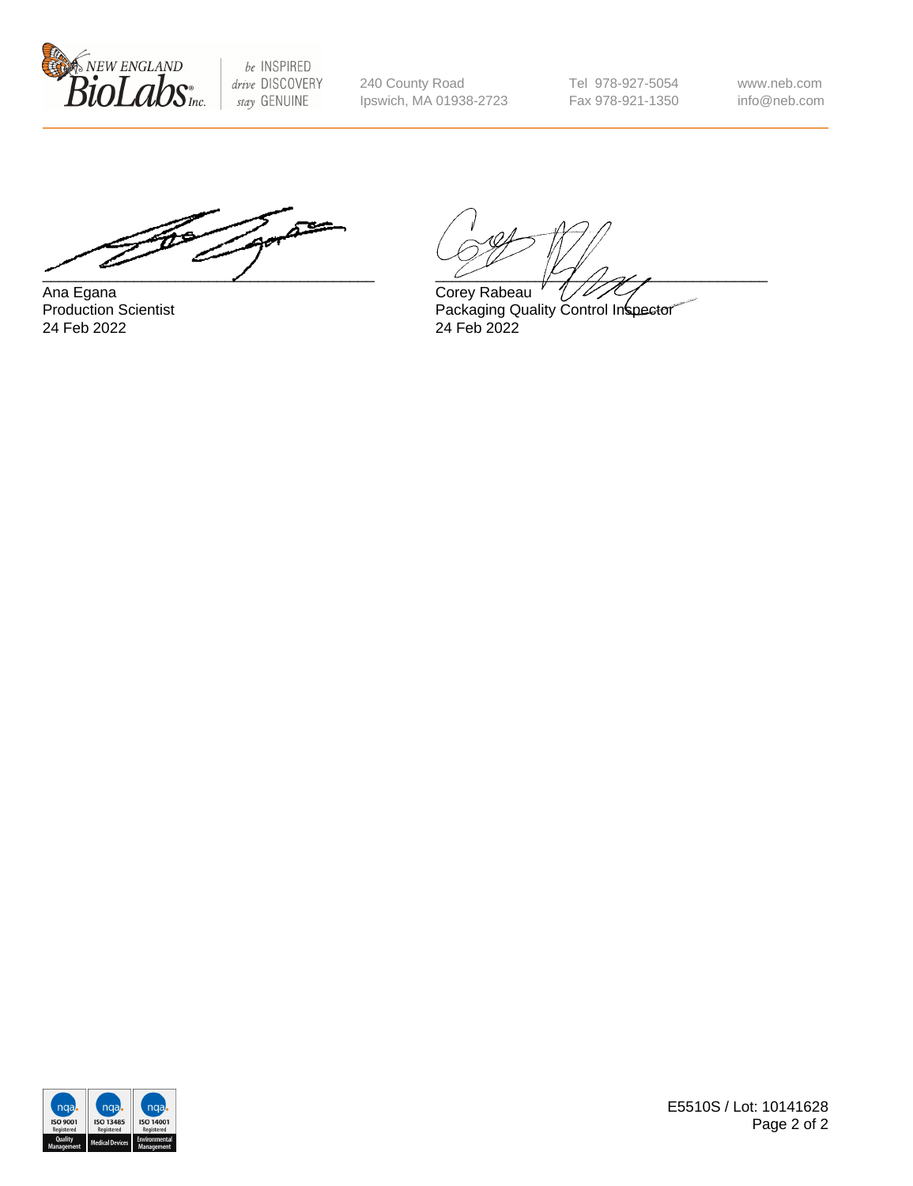Ana Egana
Production Scientist
24 Feb 2022

Corey Rabeau
Packaging Quality Control Inspector
24 Feb 2022

E5510S / Lot: 10141628